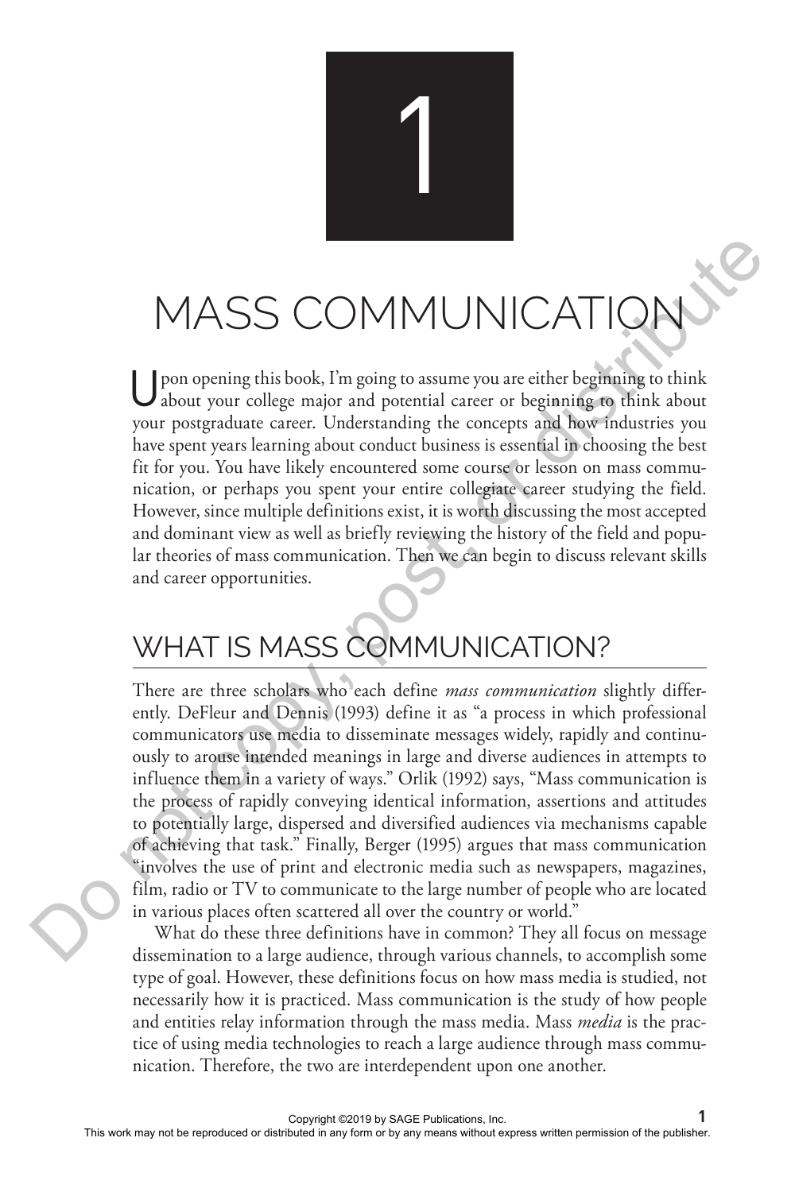# 1

# MASS COMMUNICATION

Upon opening this book, I'm going to assume you are either beginning to think about your college major and potential career or beginning to think about your postgraduate career. Understanding the concepts and how industries you have spent years learning about conduct business is essential in choosing the best fit for you. You have likely encountered some course or lesson on mass communication, or perhaps you spent your entire collegiate career studying the field. However, since multiple definitions exist, it is worth discussing the most accepted and dominant view as well as briefly reviewing the history of the field and popular theories of mass communication. Then we can begin to discuss relevant skills and career opportunities.

## WHAT IS MASS COMMUNICATION?

There are three scholars who each define *mass communication* slightly differently. DeFleur and Dennis (1993) define it as "a process in which professional communicators use media to disseminate messages widely, rapidly and continuously to arouse intended meanings in large and diverse audiences in attempts to influence them in a variety of ways." Orlik (1992) says, "Mass communication is the process of rapidly conveying identical information, assertions and attitudes to potentially large, dispersed and diversified audiences via mechanisms capable of achieving that task." Finally, Berger (1995) argues that mass communication "involves the use of print and electronic media such as newspapers, magazines, film, radio or TV to communicate to the large number of people who are located in various places often scattered all over the country or world."

What do these three definitions have in common? They all focus on message dissemination to a large audience, through various channels, to accomplish some type of goal. However, these definitions focus on how mass media is studied, not necessarily how it is practiced. Mass communication is the study of how people and entities relay information through the mass media. Mass *media* is the practice of using media technologies to reach a large audience through mass communication. Therefore, the two are interdependent upon one another.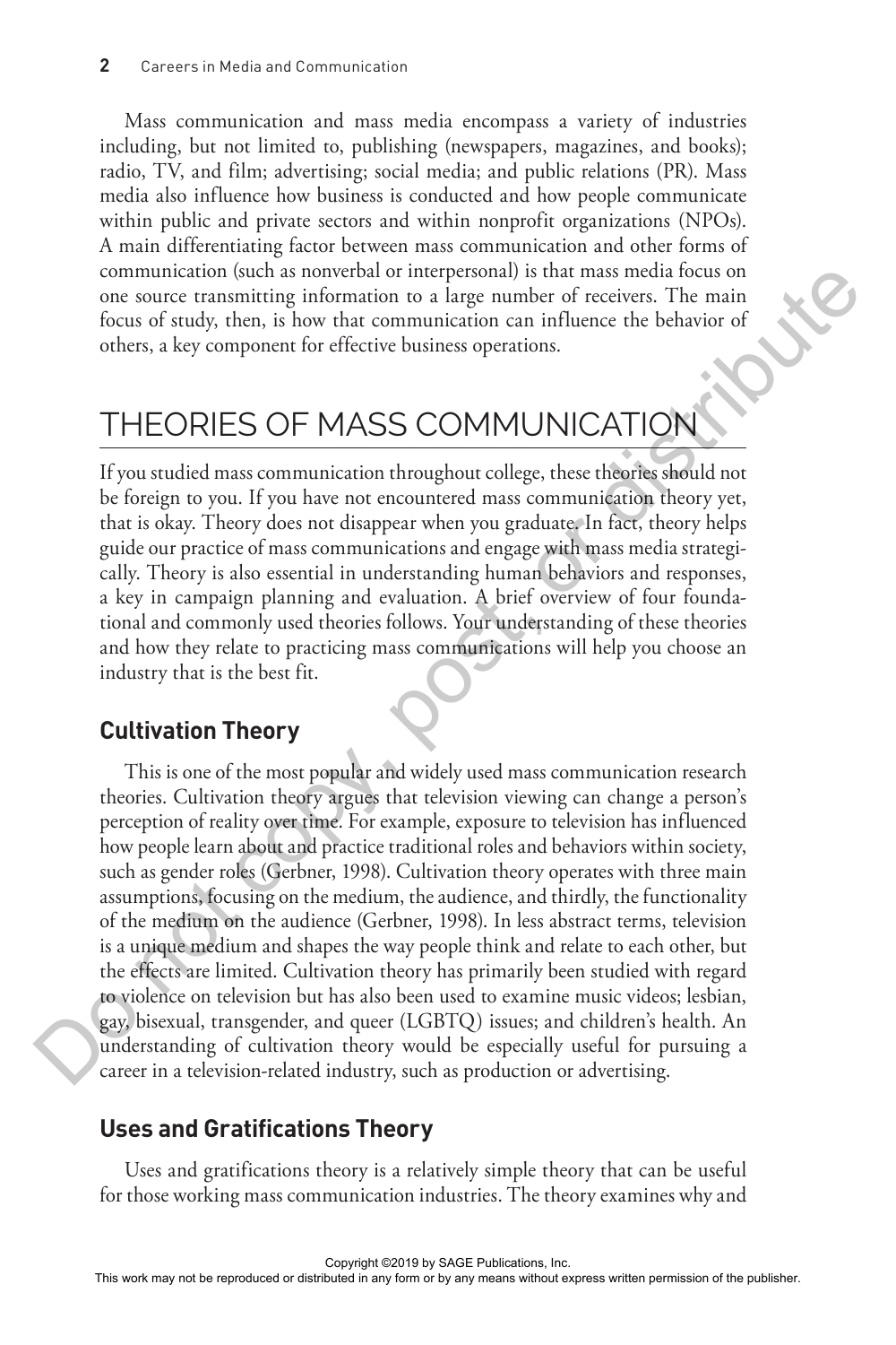Mass communication and mass media encompass a variety of industries including, but not limited to, publishing (newspapers, magazines, and books); radio, TV, and film; advertising; social media; and public relations (PR). Mass media also influence how business is conducted and how people communicate within public and private sectors and within nonprofit organizations (NPOs). A main differentiating factor between mass communication and other forms of communication (such as nonverbal or interpersonal) is that mass media focus on one source transmitting information to a large number of receivers. The main focus of study, then, is how that communication can influence the behavior of others, a key component for effective business operations.

# THEORIES OF MASS COMMUNICATION

If you studied mass communication throughout college, these theories should not be foreign to you. If you have not encountered mass communication theory yet, that is okay. Theory does not disappear when you graduate. In fact, theory helps guide our practice of mass communications and engage with mass media strategically. Theory is also essential in understanding human behaviors and responses, a key in campaign planning and evaluation. A brief overview of four foundational and commonly used theories follows. Your understanding of these theories and how they relate to practicing mass communications will help you choose an industry that is the best fit.

## Cultivation Theory

This is one of the most popular and widely used mass communication research theories. Cultivation theory argues that television viewing can change a person's perception of reality over time. For example, exposure to television has influenced how people learn about and practice traditional roles and behaviors within society, such as gender roles (Gerbner, 1998). Cultivation theory operates with three main assumptions, focusing on the medium, the audience, and thirdly, the functionality of the medium on the audience (Gerbner, 1998). In less abstract terms, television is a unique medium and shapes the way people think and relate to each other, but the effects are limited. Cultivation theory has primarily been studied with regard to violence on television but has also been used to examine music videos; lesbian, gay, bisexual, transgender, and queer (LGBTQ) issues; and children's health. An understanding of cultivation theory would be especially useful for pursuing a career in a television-related industry, such as production or advertising.

## Uses and Gratifications Theory

Uses and gratifications theory is a relatively simple theory that can be useful for those working mass communication industries. The theory examines why and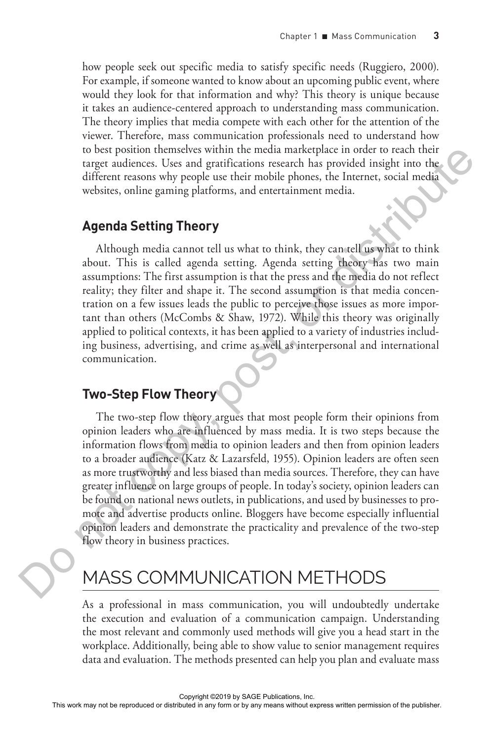how people seek out specific media to satisfy specific needs (Ruggiero, 2000). For example, if someone wanted to know about an upcoming public event, where would they look for that information and why? This theory is unique because it takes an audience-centered approach to understanding mass communication. The theory implies that media compete with each other for the attention of the viewer. Therefore, mass communication professionals need to understand how to best position themselves within the media marketplace in order to reach their target audiences. Uses and gratifications research has provided insight into the different reasons why people use their mobile phones, the Internet, social media websites, online gaming platforms, and entertainment media.

### Agenda Setting Theory

Although media cannot tell us what to think, they can tell us what to think about. This is called agenda setting. Agenda setting theory has two main assumptions: The first assumption is that the press and the media do not reflect reality; they filter and shape it. The second assumption is that media concentration on a few issues leads the public to perceive those issues as more important than others (McCombs & Shaw, 1972). While this theory was originally applied to political contexts, it has been applied to a variety of industries including business, advertising, and crime as well as interpersonal and international communication.

### Two-Step Flow Theory

The two-step flow theory argues that most people form their opinions from opinion leaders who are influenced by mass media. It is two steps because the information flows from media to opinion leaders and then from opinion leaders to a broader audience (Katz & Lazarsfeld, 1955). Opinion leaders are often seen as more trustworthy and less biased than media sources. Therefore, they can have greater influence on large groups of people. In today's society, opinion leaders can be found on national news outlets, in publications, and used by businesses to promote and advertise products online. Bloggers have become especially influential opinion leaders and demonstrate the practicality and prevalence of the two-step flow theory in business practices.

## MASS COMMUNICATION METHODS

As a professional in mass communication, you will undoubtedly undertake the execution and evaluation of a communication campaign. Understanding the most relevant and commonly used methods will give you a head start in the workplace. Additionally, being able to show value to senior management requires data and evaluation. The methods presented can help you plan and evaluate mass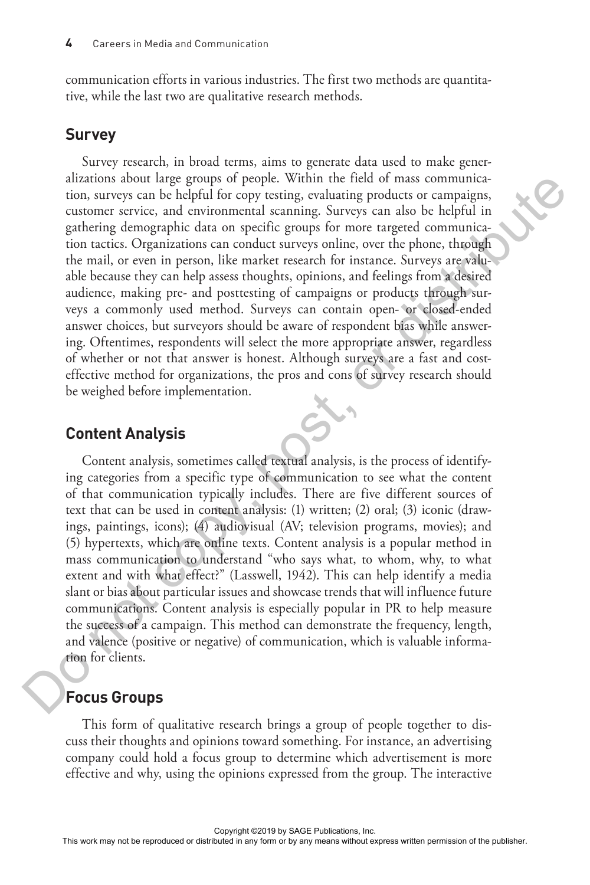communication efforts in various industries. The first two methods are quantitative, while the last two are qualitative research methods.

## Survey

Survey research, in broad terms, aims to generate data used to make generalizations about large groups of people. Within the field of mass communication, surveys can be helpful for copy testing, evaluating products or campaigns, customer service, and environmental scanning. Surveys can also be helpful in gathering demographic data on specific groups for more targeted communication tactics. Organizations can conduct surveys online, over the phone, through the mail, or even in person, like market research for instance. Surveys are valuable because they can help assess thoughts, opinions, and feelings from a desired audience, making pre- and posttesting of campaigns or products through surveys a commonly used method. Surveys can contain open- or closed-ended answer choices, but surveyors should be aware of respondent bias while answering. Oftentimes, respondents will select the more appropriate answer, regardless of whether or not that answer is honest. Although surveys are a fast and cost-effective method for organizations, the pros and cons of survey research should be weighed before implementation.

## Content Analysis

Content analysis, sometimes called textual analysis, is the process of identifying categories from a specific type of communication to see what the content of that communication typically includes. There are five different sources of text that can be used in content analysis: (1) written; (2) oral; (3) iconic (drawings, paintings, icons); (4) audiovisual (AV; television programs, movies); and (5) hypertexts, which are online texts. Content analysis is a popular method in mass communication to understand "who says what, to whom, why, to what extent and with what effect?" (Lasswell, 1942). This can help identify a media slant or bias about particular issues and showcase trends that will influence future communications. Content analysis is especially popular in PR to help measure the success of a campaign. This method can demonstrate the frequency, length, and valence (positive or negative) of communication, which is valuable information for clients.

## Focus Groups

This form of qualitative research brings a group of people together to discuss their thoughts and opinions toward something. For instance, an advertising company could hold a focus group to determine which advertisement is more effective and why, using the opinions expressed from the group. The interactive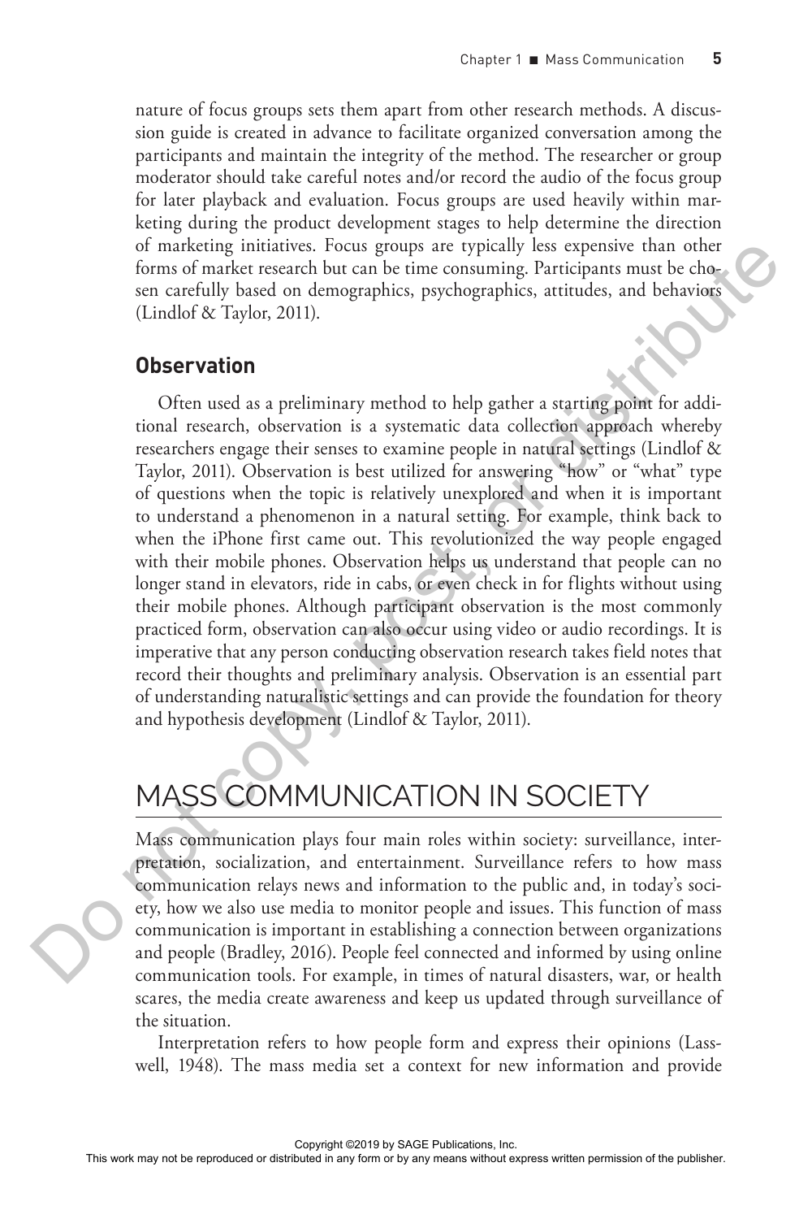nature of focus groups sets them apart from other research methods. A discussion guide is created in advance to facilitate organized conversation among the participants and maintain the integrity of the method. The researcher or group moderator should take careful notes and/or record the audio of the focus group for later playback and evaluation. Focus groups are used heavily within marketing during the product development stages to help determine the direction of marketing initiatives. Focus groups are typically less expensive than other forms of market research but can be time consuming. Participants must be chosen carefully based on demographics, psychographics, attitudes, and behaviors (Lindlof & Taylor, 2011).

### Observation

Often used as a preliminary method to help gather a starting point for additional research, observation is a systematic data collection approach whereby researchers engage their senses to examine people in natural settings (Lindlof & Taylor, 2011). Observation is best utilized for answering "how" or "what" type of questions when the topic is relatively unexplored and when it is important to understand a phenomenon in a natural setting. For example, think back to when the iPhone first came out. This revolutionized the way people engaged with their mobile phones. Observation helps us understand that people can no longer stand in elevators, ride in cabs, or even check in for flights without using their mobile phones. Although participant observation is the most commonly practiced form, observation can also occur using video or audio recordings. It is imperative that any person conducting observation research takes field notes that record their thoughts and preliminary analysis. Observation is an essential part of understanding naturalistic settings and can provide the foundation for theory and hypothesis development (Lindlof & Taylor, 2011).

## MASS COMMUNICATION IN SOCIETY

Mass communication plays four main roles within society: surveillance, interpretation, socialization, and entertainment. Surveillance refers to how mass communication relays news and information to the public and, in today's society, how we also use media to monitor people and issues. This function of mass communication is important in establishing a connection between organizations and people (Bradley, 2016). People feel connected and informed by using online communication tools. For example, in times of natural disasters, war, or health scares, the media create awareness and keep us updated through surveillance of the situation.

Interpretation refers to how people form and express their opinions (Lasswell, 1948). The mass media set a context for new information and provide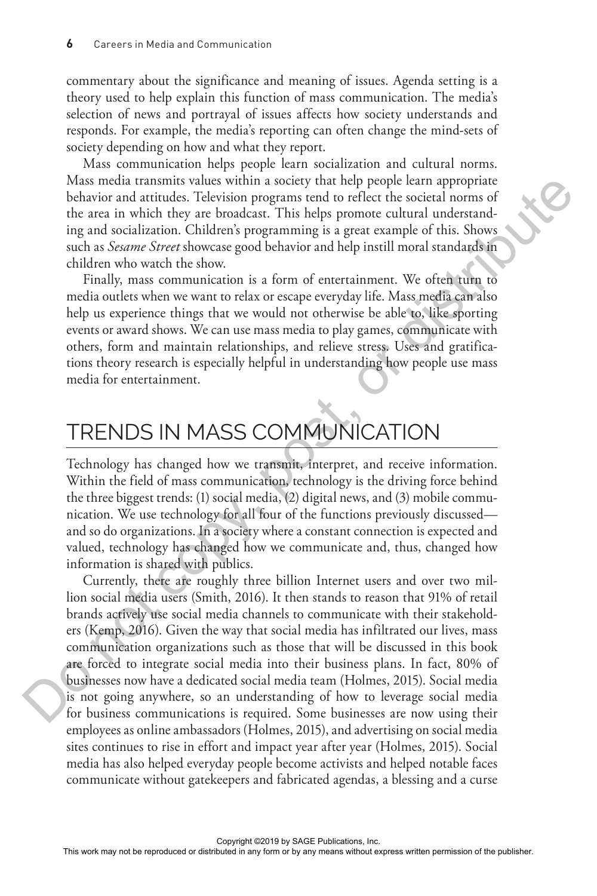commentary about the significance and meaning of issues. Agenda setting is a theory used to help explain this function of mass communication. The media's selection of news and portrayal of issues affects how society understands and responds. For example, the media's reporting can often change the mind-sets of society depending on how and what they report.

Mass communication helps people learn socialization and cultural norms. Mass media transmits values within a society that help people learn appropriate behavior and attitudes. Television programs tend to reflect the societal norms of the area in which they are broadcast. This helps promote cultural understanding and socialization. Children's programming is a great example of this. Shows such as *Sesame Street* showcase good behavior and help instill moral standards in children who watch the show.

Finally, mass communication is a form of entertainment. We often turn to media outlets when we want to relax or escape everyday life. Mass media can also help us experience things that we would not otherwise be able to, like sporting events or award shows. We can use mass media to play games, communicate with others, form and maintain relationships, and relieve stress. Uses and gratifications theory research is especially helpful in understanding how people use mass media for entertainment.

## TRENDS IN MASS COMMUNICATION

Technology has changed how we transmit, interpret, and receive information. Within the field of mass communication, technology is the driving force behind the three biggest trends: (1) social media, (2) digital news, and (3) mobile communication. We use technology for all four of the functions previously discussed—and so do organizations. In a society where a constant connection is expected and valued, technology has changed how we communicate and, thus, changed how information is shared with publics.

Currently, there are roughly three billion Internet users and over two million social media users (Smith, 2016). It then stands to reason that 91% of retail brands actively use social media channels to communicate with their stakeholders (Kemp, 2016). Given the way that social media has infiltrated our lives, mass communication organizations such as those that will be discussed in this book are forced to integrate social media into their business plans. In fact, 80% of businesses now have a dedicated social media team (Holmes, 2015). Social media is not going anywhere, so an understanding of how to leverage social media for business communications is required. Some businesses are now using their employees as online ambassadors (Holmes, 2015), and advertising on social media sites continues to rise in effort and impact year after year (Holmes, 2015). Social media has also helped everyday people become activists and helped notable faces communicate without gatekeepers and fabricated agendas, a blessing and a curse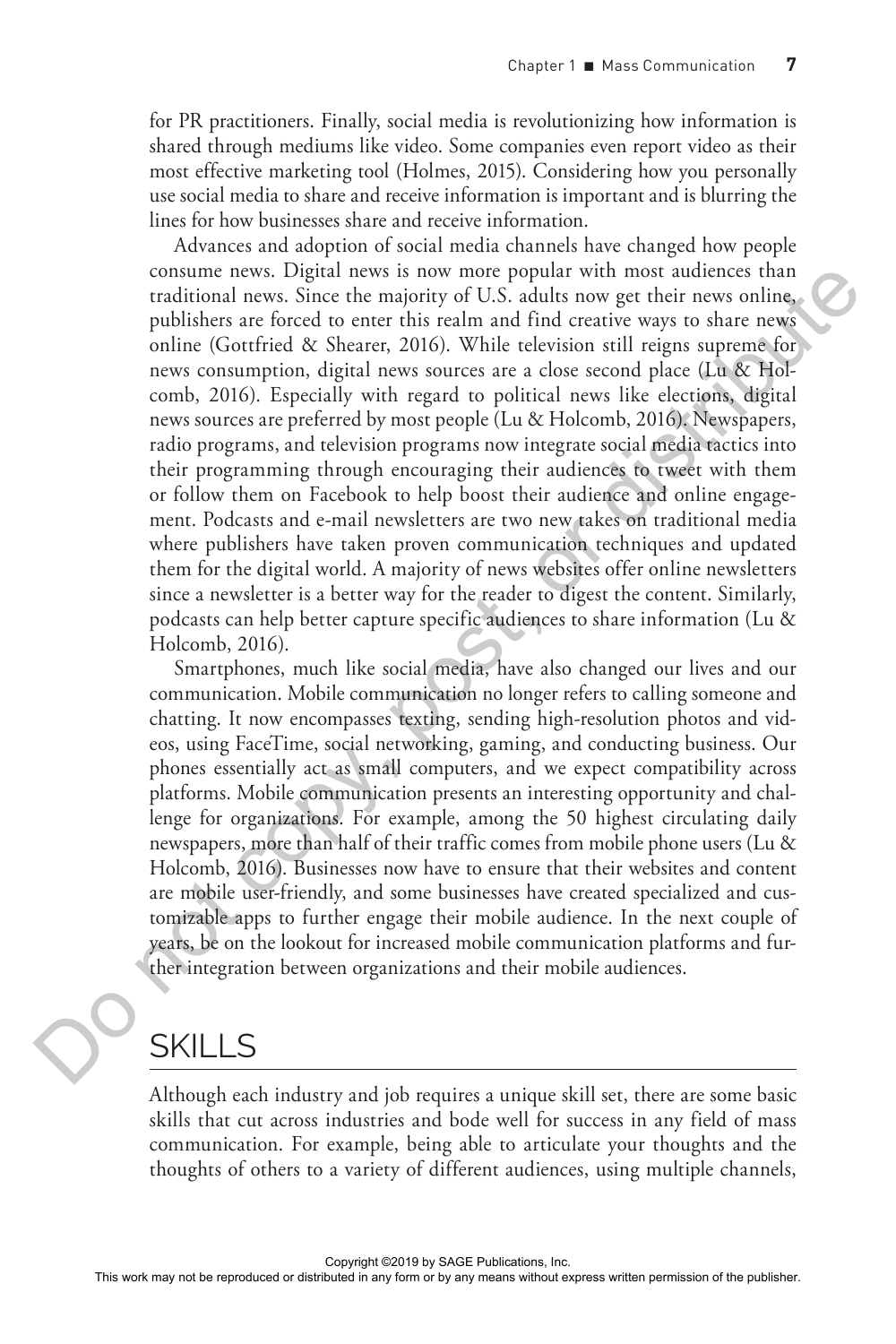for PR practitioners. Finally, social media is revolutionizing how information is shared through mediums like video. Some companies even report video as their most effective marketing tool (Holmes, 2015). Considering how you personally use social media to share and receive information is important and is blurring the lines for how businesses share and receive information.

Advances and adoption of social media channels have changed how people consume news. Digital news is now more popular with most audiences than traditional news. Since the majority of U.S. adults now get their news online, publishers are forced to enter this realm and find creative ways to share news online (Gottfried & Shearer, 2016). While television still reigns supreme for news consumption, digital news sources are a close second place (Lu & Holcomb, 2016). Especially with regard to political news like elections, digital news sources are preferred by most people (Lu & Holcomb, 2016). Newspapers, radio programs, and television programs now integrate social media tactics into their programming through encouraging their audiences to tweet with them or follow them on Facebook to help boost their audience and online engagement. Podcasts and e-mail newsletters are two new takes on traditional media where publishers have taken proven communication techniques and updated them for the digital world. A majority of news websites offer online newsletters since a newsletter is a better way for the reader to digest the content. Similarly, podcasts can help better capture specific audiences to share information (Lu & Holcomb, 2016).

Smartphones, much like social media, have also changed our lives and our communication. Mobile communication no longer refers to calling someone and chatting. It now encompasses texting, sending high-resolution photos and videos, using FaceTime, social networking, gaming, and conducting business. Our phones essentially act as small computers, and we expect compatibility across platforms. Mobile communication presents an interesting opportunity and challenge for organizations. For example, among the 50 highest circulating daily newspapers, more than half of their traffic comes from mobile phone users (Lu & Holcomb, 2016). Businesses now have to ensure that their websites and content are mobile user-friendly, and some businesses have created specialized and customizable apps to further engage their mobile audience. In the next couple of years, be on the lookout for increased mobile communication platforms and further integration between organizations and their mobile audiences.

## SKILLS

Although each industry and job requires a unique skill set, there are some basic skills that cut across industries and bode well for success in any field of mass communication. For example, being able to articulate your thoughts and the thoughts of others to a variety of different audiences, using multiple channels,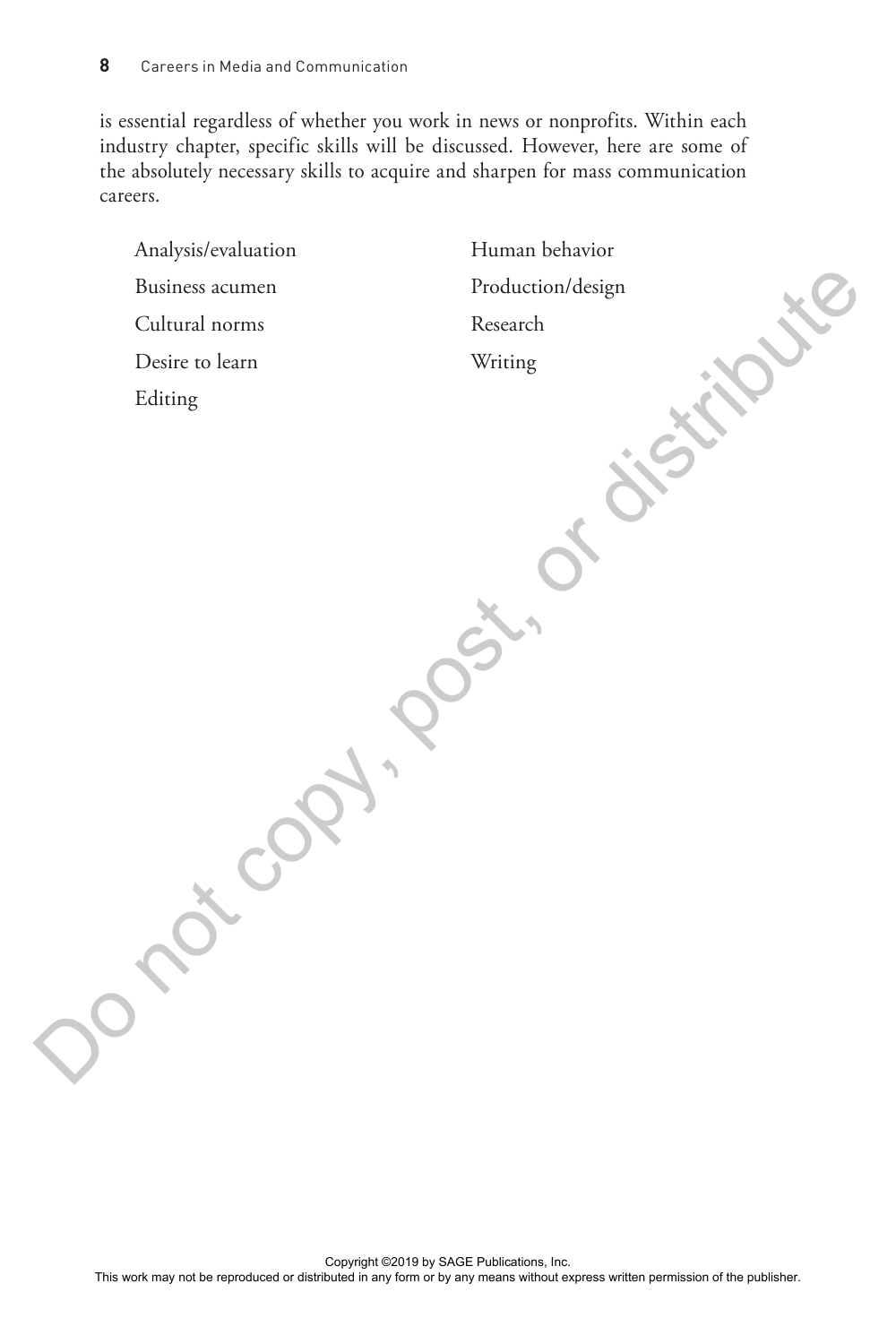is essential regardless of whether you work in news or nonprofits. Within each industry chapter, specific skills will be discussed. However, here are some of the absolutely necessary skills to acquire and sharpen for mass communication careers.

- Analysis/evaluation
- Business acumen
- Cultural norms
- Desire to learn
- Editing
- Human behavior
- Production/design
- Research
- Writing